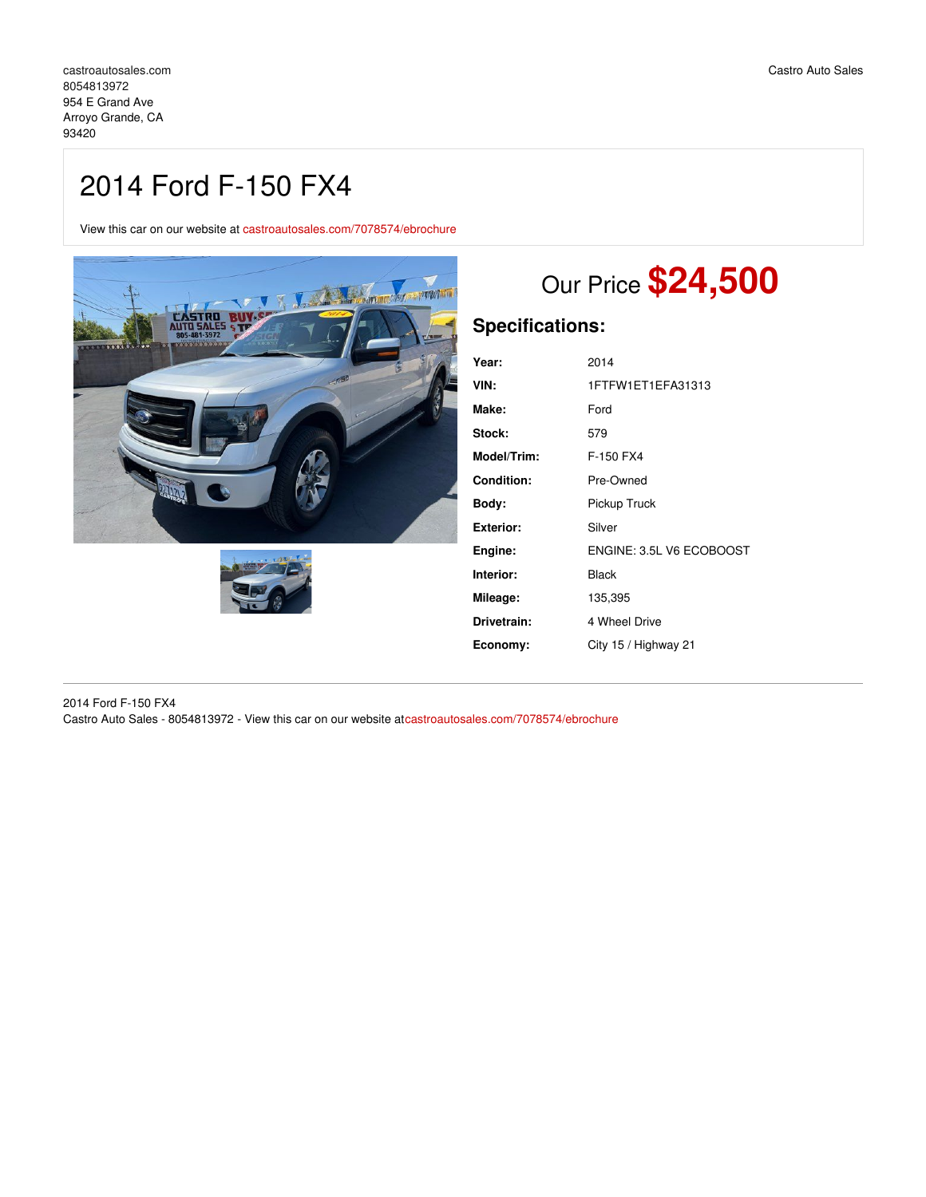castroautosales.com
8054813972
954 E Grand Ave
Arroyo Grande, CA
93420

Castro Auto Sales

# 2014 Ford F-150 FX4

View this car on our website at castroautosales.com/7078574/ebrochure

## Our Price **$24,500**

## Specifications:

| | |
|---|---|
| **Year:** | 2014 |
| **VIN:** | 1FTFW1ET1EFA31313 |
| **Make:** | Ford |
| **Stock:** | 579 |
| **Model/Trim:** | F-150 FX4 |
| **Condition:** | Pre-Owned |
| **Body:** | Pickup Truck |
| **Exterior:** | Silver |
| **Engine:** | ENGINE: 3.5L V6 ECOBOOST |
| **Interior:** | Black |
| **Mileage:** | 135,395 |
| **Drivetrain:** | 4 Wheel Drive |
| **Economy:** | City 15 / Highway 21 |

2014 Ford F-150 FX4
Castro Auto Sales - 8054813972 - View this car on our website at castroautosales.com/7078574/ebrochure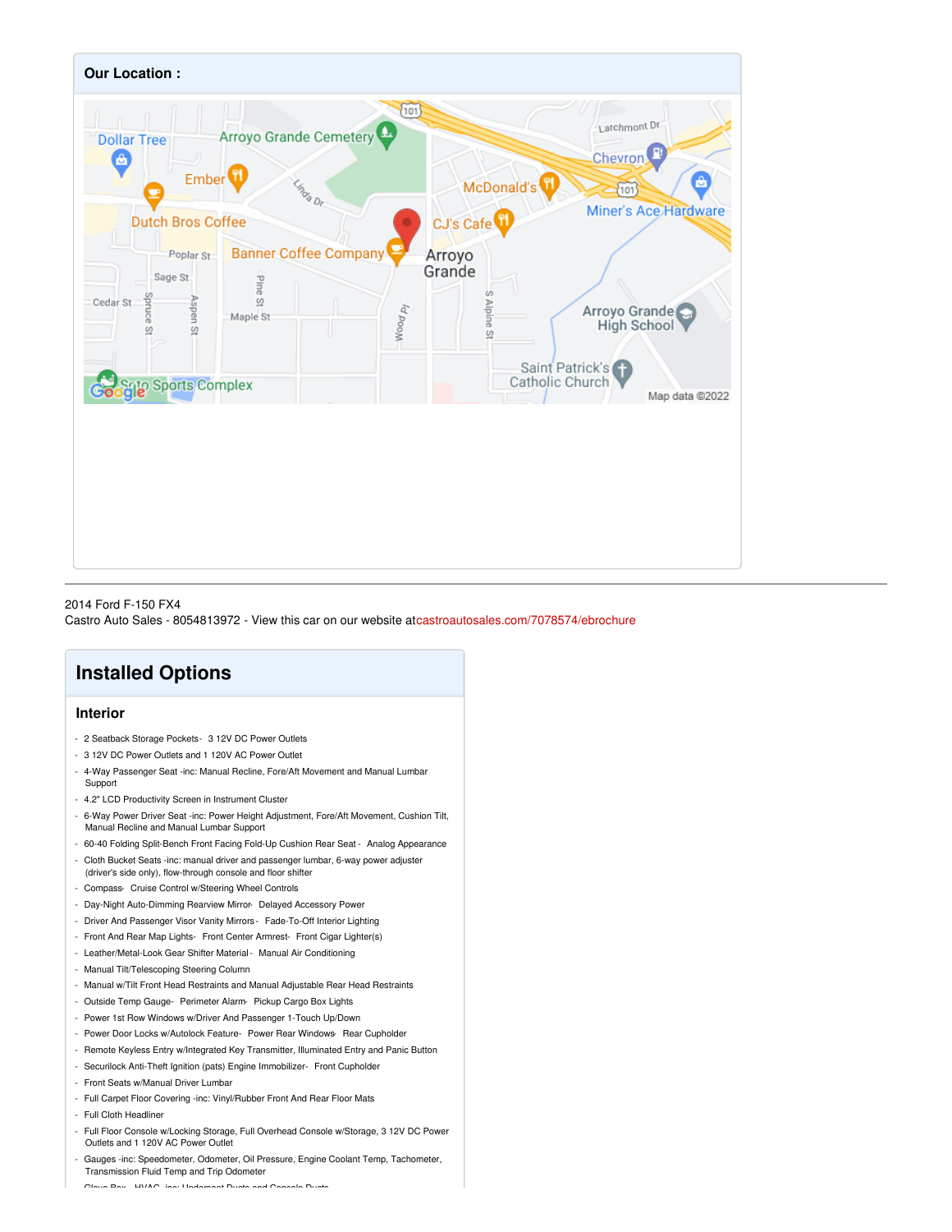**Our Location :**

2014 Ford F-150 FX4
Castro Auto Sales - 8054813972 - View this car on our website atcastroautosales.com/7078574/ebrochure

## Installed Options

### Interior

- 2 Seatback Storage Pockets- 3 12V DC Power Outlets
- 3 12V DC Power Outlets and 1 120V AC Power Outlet
- 4-Way Passenger Seat -inc: Manual Recline, Fore/Aft Movement and Manual Lumbar Support
- 4.2" LCD Productivity Screen in Instrument Cluster
- 6-Way Power Driver Seat -inc: Power Height Adjustment, Fore/Aft Movement, Cushion Tilt, Manual Recline and Manual Lumbar Support
- 60-40 Folding Split-Bench Front Facing Fold-Up Cushion Rear Seat - Analog Appearance
- Cloth Bucket Seats -inc: manual driver and passenger lumbar, 6-way power adjuster (driver's side only), flow-through console and floor shifter
- Compass- Cruise Control w/Steering Wheel Controls
- Day-Night Auto-Dimming Rearview Mirror- Delayed Accessory Power
- Driver And Passenger Visor Vanity Mirrors - Fade-To-Off Interior Lighting
- Front And Rear Map Lights- Front Center Armrest- Front Cigar Lighter(s)
- Leather/Metal-Look Gear Shifter Material - Manual Air Conditioning
- Manual Tilt/Telescoping Steering Column
- Manual w/Tilt Front Head Restraints and Manual Adjustable Rear Head Restraints
- Outside Temp Gauge- Perimeter Alarm- Pickup Cargo Box Lights
- Power 1st Row Windows w/Driver And Passenger 1-Touch Up/Down
- Power Door Locks w/Autolock Feature- Power Rear Windows- Rear Cupholder
- Remote Keyless Entry w/Integrated Key Transmitter, Illuminated Entry and Panic Button
- Securilock Anti-Theft Ignition (pats) Engine Immobilizer- Front Cupholder
- Front Seats w/Manual Driver Lumbar
- Full Carpet Floor Covering -inc: Vinyl/Rubber Front And Rear Floor Mats
- Full Cloth Headliner
- Full Floor Console w/Locking Storage, Full Overhead Console w/Storage, 3 12V DC Power Outlets and 1 120V AC Power Outlet
- Gauges -inc: Speedometer, Odometer, Oil Pressure, Engine Coolant Temp, Tachometer, Transmission Fluid Temp and Trip Odometer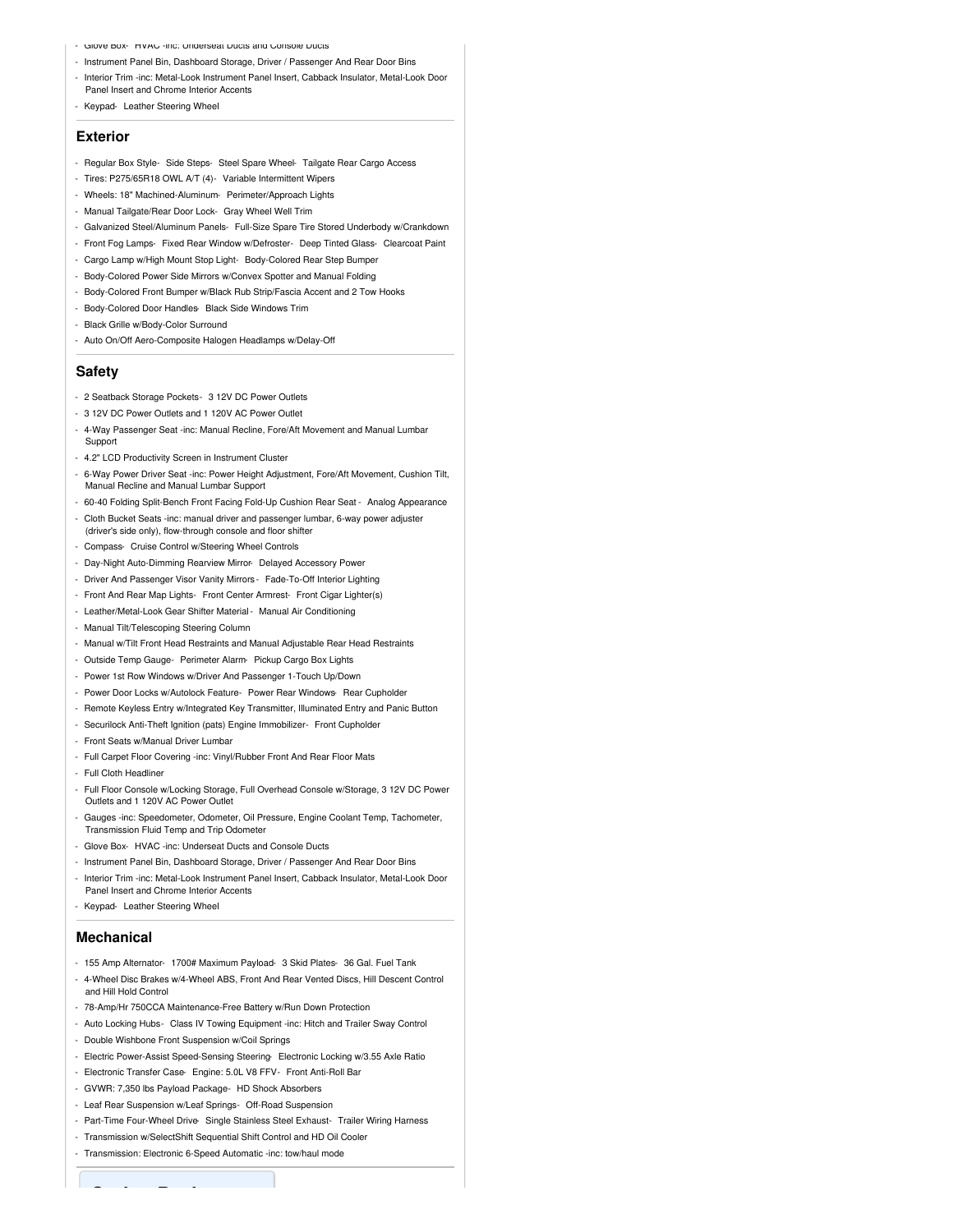- Glove Box- HVAC -inc: Underseat Ducts and Console Ducts
- Instrument Panel Bin, Dashboard Storage, Driver / Passenger And Rear Door Bins
- Interior Trim -inc: Metal-Look Instrument Panel Insert, Cabback Insulator, Metal-Look Door Panel Insert and Chrome Interior Accents
- Keypad- Leather Steering Wheel

## Exterior

- Regular Box Style- Side Steps- Steel Spare Wheel- Tailgate Rear Cargo Access
- Tires: P275/65R18 OWL A/T (4)- Variable Intermittent Wipers
- Wheels: 18" Machined-Aluminum- Perimeter/Approach Lights
- Manual Tailgate/Rear Door Lock- Gray Wheel Well Trim
- Galvanized Steel/Aluminum Panels- Full-Size Spare Tire Stored Underbody w/Crankdown
- Front Fog Lamps- Fixed Rear Window w/Defroster- Deep Tinted Glass- Clearcoat Paint
- Cargo Lamp w/High Mount Stop Light- Body-Colored Rear Step Bumper
- Body-Colored Power Side Mirrors w/Convex Spotter and Manual Folding
- Body-Colored Front Bumper w/Black Rub Strip/Fascia Accent and 2 Tow Hooks
- Body-Colored Door Handles- Black Side Windows Trim
- Black Grille w/Body-Color Surround
- Auto On/Off Aero-Composite Halogen Headlamps w/Delay-Off

## Safety

- 2 Seatback Storage Pockets- 3 12V DC Power Outlets
- 3 12V DC Power Outlets and 1 120V AC Power Outlet
- 4-Way Passenger Seat -inc: Manual Recline, Fore/Aft Movement and Manual Lumbar Support
- 4.2" LCD Productivity Screen in Instrument Cluster
- 6-Way Power Driver Seat -inc: Power Height Adjustment, Fore/Aft Movement, Cushion Tilt, Manual Recline and Manual Lumbar Support
- 60-40 Folding Split-Bench Front Facing Fold-Up Cushion Rear Seat - Analog Appearance
- Cloth Bucket Seats -inc: manual driver and passenger lumbar, 6-way power adjuster (driver's side only), flow-through console and floor shifter
- Compass- Cruise Control w/Steering Wheel Controls
- Day-Night Auto-Dimming Rearview Mirror- Delayed Accessory Power
- Driver And Passenger Visor Vanity Mirrors - Fade-To-Off Interior Lighting
- Front And Rear Map Lights- Front Center Armrest- Front Cigar Lighter(s)
- Leather/Metal-Look Gear Shifter Material - Manual Air Conditioning
- Manual Tilt/Telescoping Steering Column
- Manual w/Tilt Front Head Restraints and Manual Adjustable Rear Head Restraints
- Outside Temp Gauge- Perimeter Alarm- Pickup Cargo Box Lights
- Power 1st Row Windows w/Driver And Passenger 1-Touch Up/Down
- Power Door Locks w/Autolock Feature- Power Rear Windows- Rear Cupholder
- Remote Keyless Entry w/Integrated Key Transmitter, Illuminated Entry and Panic Button
- Securilock Anti-Theft Ignition (pats) Engine Immobilizer- Front Cupholder
- Front Seats w/Manual Driver Lumbar
- Full Carpet Floor Covering -inc: Vinyl/Rubber Front And Rear Floor Mats
- Full Cloth Headliner
- Full Floor Console w/Locking Storage, Full Overhead Console w/Storage, 3 12V DC Power Outlets and 1 120V AC Power Outlet
- Gauges -inc: Speedometer, Odometer, Oil Pressure, Engine Coolant Temp, Tachometer, Transmission Fluid Temp and Trip Odometer
- Glove Box- HVAC -inc: Underseat Ducts and Console Ducts
- Instrument Panel Bin, Dashboard Storage, Driver / Passenger And Rear Door Bins
- Interior Trim -inc: Metal-Look Instrument Panel Insert, Cabback Insulator, Metal-Look Door Panel Insert and Chrome Interior Accents
- Keypad- Leather Steering Wheel

## Mechanical

- 155 Amp Alternator- 1700# Maximum Payload- 3 Skid Plates- 36 Gal. Fuel Tank
- 4-Wheel Disc Brakes w/4-Wheel ABS, Front And Rear Vented Discs, Hill Descent Control and Hill Hold Control
- 78-Amp/Hr 750CCA Maintenance-Free Battery w/Run Down Protection
- Auto Locking Hubs- Class IV Towing Equipment -inc: Hitch and Trailer Sway Control
- Double Wishbone Front Suspension w/Coil Springs
- Electric Power-Assist Speed-Sensing Steering- Electronic Locking w/3.55 Axle Ratio
- Electronic Transfer Case- Engine: 5.0L V8 FFV- Front Anti-Roll Bar
- GVWR: 7,350 lbs Payload Package- HD Shock Absorbers
- Leaf Rear Suspension w/Leaf Springs- Off-Road Suspension
- Part-Time Four-Wheel Drive- Single Stainless Steel Exhaust- Trailer Wiring Harness
- Transmission w/SelectShift Sequential Shift Control and HD Oil Cooler
- Transmission: Electronic 6-Speed Automatic -inc: tow/haul mode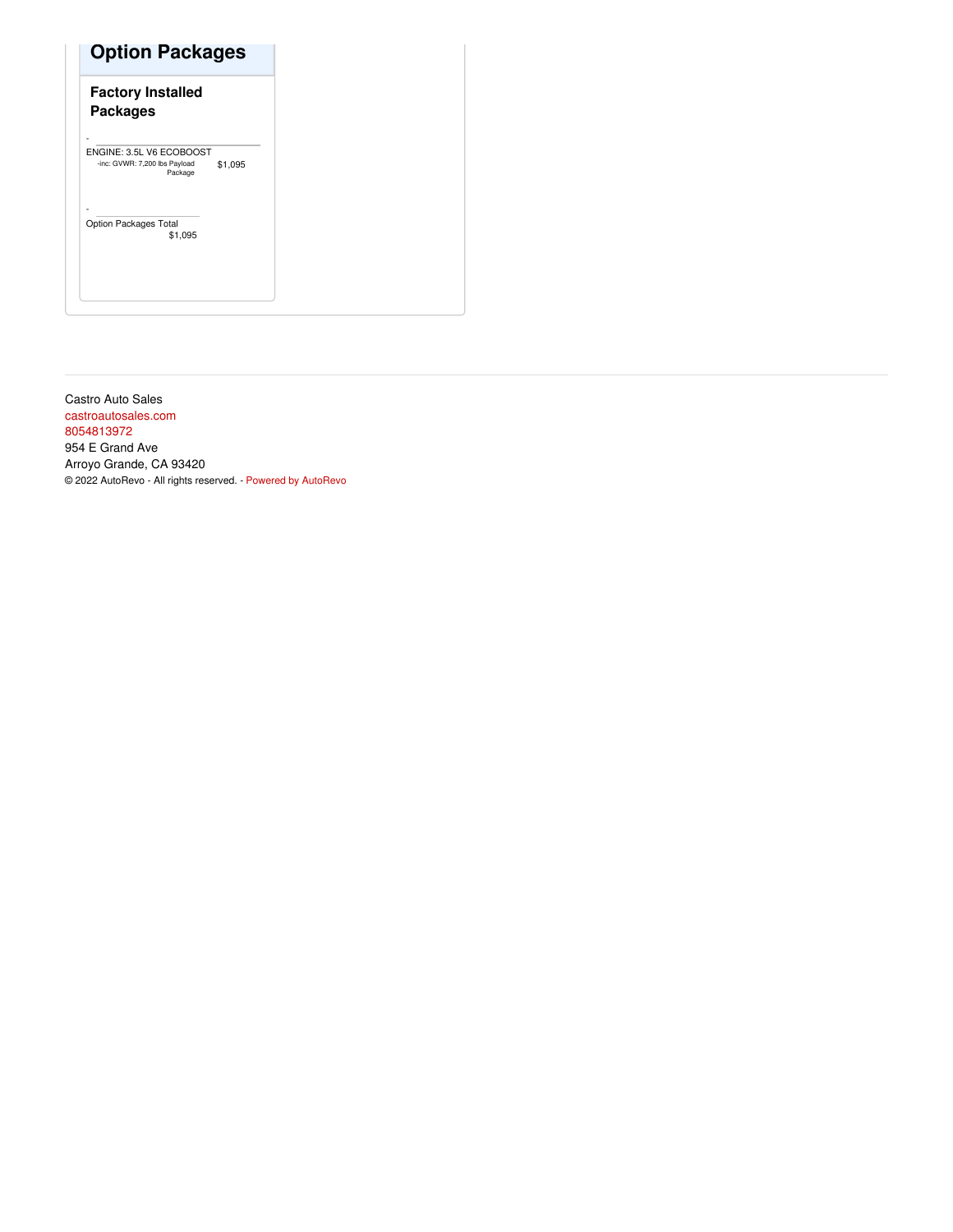## Option Packages

### Factory Installed Packages

| | |
|---|---|
| ENGINE: 3.5L V6 ECOBOOST<br>-inc: GVWR: 7,200 lbs Payload Package | $1,095 |
| Option Packages Total | $1,095 |

Castro Auto Sales
castroautosales.com
8054813972
954 E Grand Ave
Arroyo Grande, CA 93420
© 2022 AutoRevo - All rights reserved. - Powered by AutoRevo